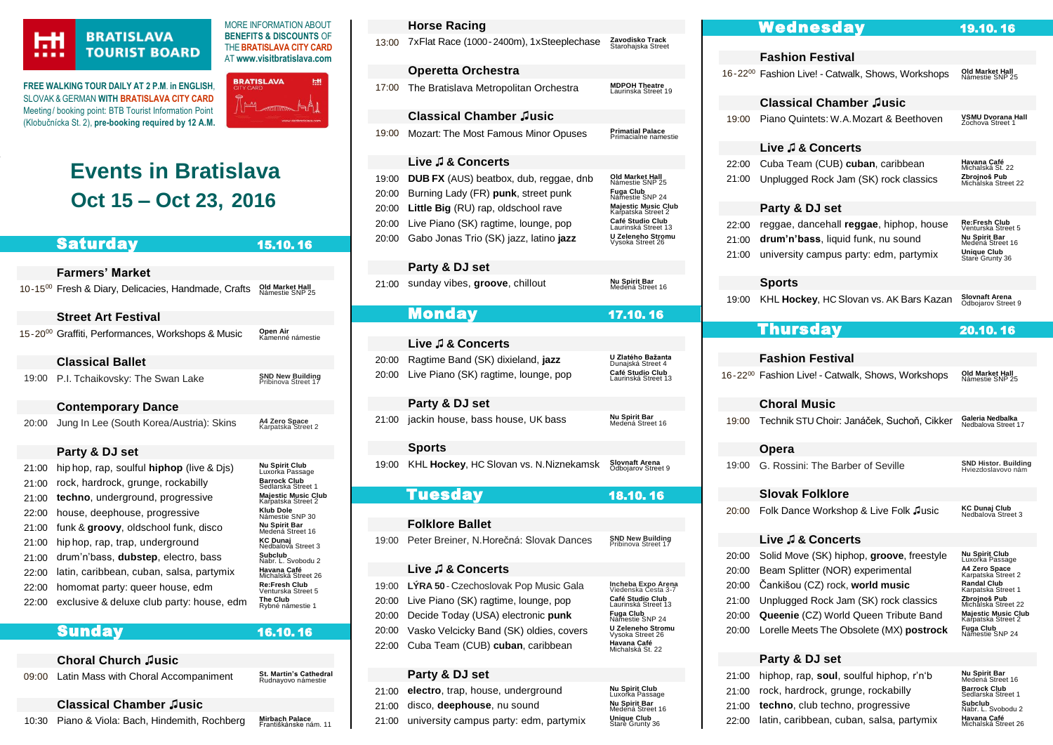**BRATISLAVA TOURIST BOARD**

MORE INFORMATION ABOUT **BENEFITS & DISCOUNTS** OF THE **BRATISLAVA CITY CARD** AT **www.visitbratislava.com**

**FREE WALKING TOUR DAILY AT 2 P.M. in ENGLISH**, SLOVAK & GERMAN **WITH BRATISLAVA CITY CARD**
Meeting / booking point: BTB Tourist Information Point (Klobučnícka St. 2), **pre-booking required by 12 A.M.**

# Events in Bratislava
# Oct 15 – Oct 23, 2016

## Saturday 15.10.16

### Farmers' Market

| Time | Event | Venue |
|---|---|---|
| 10-15⁰⁰ | Fresh & Diary, Delicacies, Handmade, Crafts | Old Market Hall, Námestie SNP 25 |

### Street Art Festival

| Time | Event | Venue |
|---|---|---|
| 15-20⁰⁰ | Graffiti, Performances, Workshops & Music | Open Air, Kamenné námestie |

### Classical Ballet

| Time | Event | Venue |
|---|---|---|
| 19:00 | P.I. Tchaikovsky: The Swan Lake | SND New Building, Pribinova Street 17 |

### Contemporary Dance

| Time | Event | Venue |
|---|---|---|
| 20:00 | Jung In Lee (South Korea/Austria): Skins | A4 Zero Space, Karpatská Street 2 |

### Party & DJ set

| Time | Event | Venue |
|---|---|---|
| 21:00 | hip hop, rap, soulful **hiphop** (live & Djs) | Nu Spirit Club, Luxorka Passage |
| 21:00 | rock, hardrock, grunge, rockabilly | Barrock Club, Sedlárska Street 1 |
| 21:00 | **techno**, underground, progressive | Majestic Music Club, Karpatská Street 2 |
| 22:00 | house, deephouse, progressive | Klub Dole, Námestie SNP 30 |
| 21:00 | funk & **groovy**, oldschool funk, disco | Nu Spirit Bar, Medená Street 16 |
| 21:00 | hip hop, rap, trap, underground | KC Dunaj, Nedbalova Street 3 |
| 21:00 | drum'n'bass, **dubstep**, electro, bass | Subclub, Nábr. L. Svobodu 2 |
| 22:00 | latin, caribbean, cuban, salsa, partymix | Havana Café, Michalská Street 26 |
| 22:00 | homomat party: queer house, edm | Re:Fresh Club, Ventúrska Street 5 |
| 22:00 | exclusive & deluxe club party: house, edm | The Club, Rybné námestie 1 |

## Sunday 16.10.16

### Choral Church ♫usic

| Time | Event | Venue |
|---|---|---|
| 09:00 | Latin Mass with Choral Accompaniment | St. Martin's Cathedral, Rudnayovo námestie |

### Classical Chamber ♫usic

| Time | Event | Venue |
|---|---|---|
| 10:30 | Piano & Viola: Bach, Hindemith, Rochberg | Mirbach Palace, Františkánske nám. 11 |

### Horse Racing

| Time | Event | Venue |
|---|---|---|
| 13:00 | 7xFlat Race (1000-2400m), 1xSteeplechase | Zavodisko Track, Starohajska Street |

### Operetta Orchestra

| Time | Event | Venue |
|---|---|---|
| 17:00 | The Bratislava Metropolitan Orchestra | MDPOH Theatre, Laurinská Street 19 |

### Classical Chamber ♫usic

| Time | Event | Venue |
|---|---|---|
| 19:00 | Mozart: The Most Famous Minor Opuses | Primatial Palace, Primaciálne námestie |

### Live ♫ & Concerts

| Time | Event | Venue |
|---|---|---|
| 19:00 | **DUB FX** (AUS) beatbox, dub, reggae, dnb | Old Market Hall, Námestie SNP 25 |
| 20:00 | Burning Lady (FR) **punk**, street punk | Fuga Club, Námestie SNP 24 |
| 20:00 | **Little Big** (RU) rap, oldschool rave | Majestic Music Club, Karpatská Street 2 |
| 20:00 | Live Piano (SK) ragtime, lounge, pop | Café Studio Club, Laurinská Street 13 |
| 20:00 | Gabo Jonas Trio (SK) jazz, latino **jazz** | U Zeleneho Stromu, Vysoka Street 26 |

### Party & DJ set

| Time | Event | Venue |
|---|---|---|
| 21:00 | sunday vibes, **groove**, chillout | Nu Spirit Bar, Medená Street 16 |

## Monday 17.10.16

### Live ♫ & Concerts

| Time | Event | Venue |
|---|---|---|
| 20:00 | Ragtime Band (SK) dixieland, **jazz** | U Zlatého Bažanta, Dunajská Street 4 |
| 20:00 | Live Piano (SK) ragtime, lounge, pop | Café Studio Club, Laurinská Street 13 |

### Party & DJ set

| Time | Event | Venue |
|---|---|---|
| 21:00 | jackin house, bass house, UK bass | Nu Spirit Bar, Medená Street 16 |

### Sports

| Time | Event | Venue |
|---|---|---|
| 19:00 | KHL **Hockey**, HC Slovan vs. N.Niznekamsk | Slovnaft Arena, Odbojarov Street 9 |

## Tuesday 18.10.16

### Folklore Ballet

| Time | Event | Venue |
|---|---|---|
| 19:00 | Peter Breiner, N.Horečná: Slovak Dances | SND New Building, Pribinova Street 17 |

### Live ♫ & Concerts

| Time | Event | Venue |
|---|---|---|
| 19:00 | **LÝRA 50** - Czechoslovak Pop Music Gala | Incheba Expo Arena, Viedenská Cesta 3-7 |
| 20:00 | Live Piano (SK) ragtime, lounge, pop | Café Studio Club, Laurinská Street 13 |
| 20:00 | Decide Today (USA) electronic **punk** | Fuga Club, Námestie SNP 24 |
| 20:00 | Vasko Velcicky Band (SK) oldies, covers | U Zeleneho Stromu, Vysoka Street 26 |
| 22:00 | Cuba Team (CUB) **cuban**, caribbean | Havana Café, Michalská St. 22 |

### Party & DJ set

| Time | Event | Venue |
|---|---|---|
| 21:00 | **electro**, trap, house, underground | Nu Spirit Club, Luxorka Passage |
| 21:00 | disco, **deephouse**, nu sound | Nu Spirit Bar, Medená Street 16 |
| 21:00 | university campus party: edm, partymix | Unique Club, Stare Grunty 36 |

## Wednesday 19.10.16

### Fashion Festival

| Time | Event | Venue |
|---|---|---|
| 16-22⁰⁰ | Fashion Live! - Catwalk, Shows, Workshops | Old Market Hall, Námestie SNP 25 |

### Classical Chamber ♫usic

| Time | Event | Venue |
|---|---|---|
| 19:00 | Piano Quintets: W.A.Mozart & Beethoven | VSMU Dvorana Hall, Zochova Street 1 |

### Live ♫ & Concerts

| Time | Event | Venue |
|---|---|---|
| 22:00 | Cuba Team (CUB) **cuban**, caribbean | Havana Café, Michalská St. 22 |
| 21:00 | Unplugged Rock Jam (SK) rock classics | Zbrojnoš Pub, Michalská Street 22 |

### Party & DJ set

| Time | Event | Venue |
|---|---|---|
| 22:00 | reggae, dancehall **reggae**, hiphop, house | Re:Fresh Club, Ventúrska Street 5 |
| 21:00 | **drum'n'bass**, liquid funk, nu sound | Nu Spirit Bar, Medená Street 16 |
| 21:00 | university campus party: edm, partymix | Unique Club, Stare Grunty 36 |

### Sports

| Time | Event | Venue |
|---|---|---|
| 19:00 | KHL **Hockey**, HC Slovan vs. AK Bars Kazan | Slovnaft Arena, Odbojarov Street 9 |

## Thursday 20.10.16

### Fashion Festival

| Time | Event | Venue |
|---|---|---|
| 16-22⁰⁰ | Fashion Live! - Catwalk, Shows, Workshops | Old Market Hall, Námestie SNP 25 |

### Choral Music

| Time | Event | Venue |
|---|---|---|
| 19:00 | Technik STU Choir: Janáček, Suchoň, Cikker | Galeria Nedbalka, Nedbalova Street 17 |

### Opera

| Time | Event | Venue |
|---|---|---|
| 19:00 | G. Rossini: The Barber of Seville | SND Histor. Building, Hviezdoslavovo nám. |

### Slovak Folklore

| Time | Event | Venue |
|---|---|---|
| 20:00 | Folk Dance Workshop & Live Folk ♫usic | KC Dunaj Club, Nedbalova Street 3 |

### Live ♫ & Concerts

| Time | Event | Venue |
|---|---|---|
| 20:00 | Solid Move (SK) hiphop, **groove**, freestyle | Nu Spirit Club, Luxorka Passage |
| 20:00 | Beam Splitter (NOR) experimental | A4 Zero Space, Karpatská Street 2 |
| 20:00 | Čankišou (CZ) rock, **world music** | Randal Club, Karpatská Street 1 |
| 21:00 | Unplugged Rock Jam (SK) rock classics | Zbrojnoš Pub, Michalská Street 22 |
| 20:00 | **Queenie** (CZ) World Queen Tribute Band | Majestic Music Club, Karpatská Street 2 |
| 20:00 | Lorelle Meets The Obsolete (MX) **postrock** | Fuga Club, Námestie SNP 24 |

### Party & DJ set

| Time | Event | Venue |
|---|---|---|
| 21:00 | hiphop, rap, **soul**, soulful hiphop, r'n'b | Nu Spirit Bar, Medená Street 16 |
| 21:00 | rock, hardrock, grunge, rockabilly | Barrock Club, Sedlárska Street 1 |
| 21:00 | **techno**, club techno, progressive | Subclub, Nábr. L. Svobodu 2 |
| 22:00 | latin, caribbean, cuban, salsa, partymix | Havana Café, Michalská Street 26 |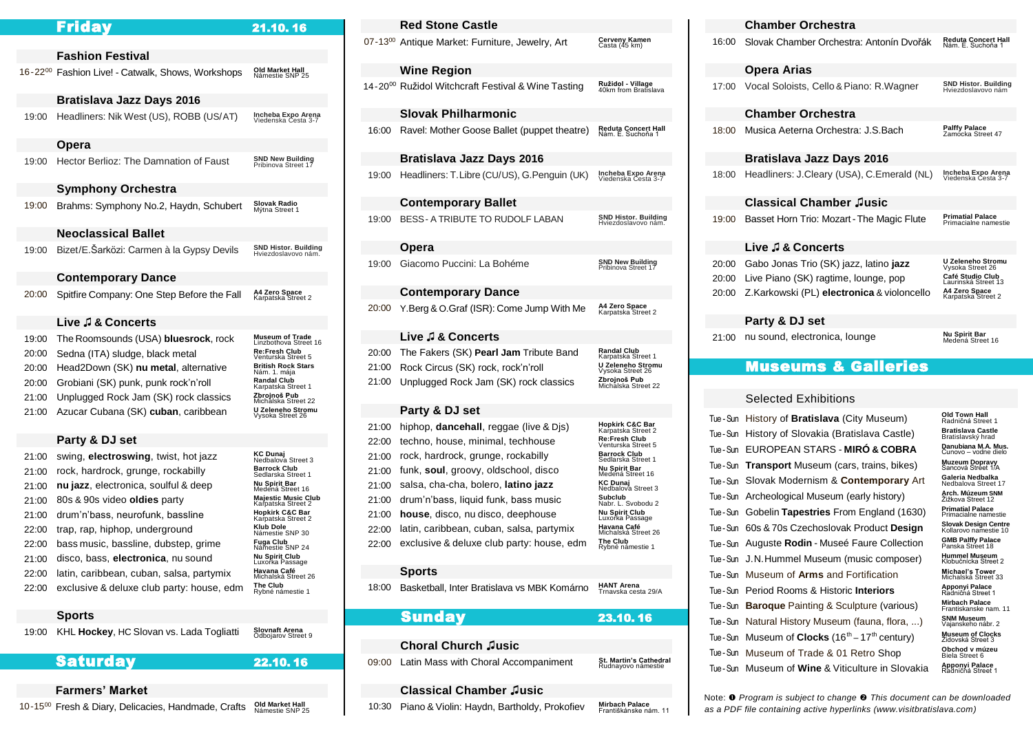## Friday 21.10. 16

### Fashion Festival

| | | |
|---|---|---|
| 16-22[00] | Fashion Live! - Catwalk, Shows, Workshops | Old Market Hall, Námestie SNP 25 |

### Bratislava Jazz Days 2016

| | | |
|---|---|---|
| 19:00 | Headliners: Nik West (US), ROBB (US/AT) | Incheba Expo Arena, Viedenská Cesta 3-7 |

### Opera

| | | |
|---|---|---|
| 19:00 | Hector Berlioz: The Damnation of Faust | SND New Building, Pribinova Street 17 |

### Symphony Orchestra

| | | |
|---|---|---|
| 19:00 | Brahms: Symphony No.2, Haydn, Schubert | Slovak Radio, Mytna Street 1 |

### Neoclassical Ballet

| | | |
|---|---|---|
| 19:00 | Bizet/E.Šarközi: Carmen à la Gypsy Devils | SND Histor. Building, Hviezdoslavovo nám. |

### Contemporary Dance

| | | |
|---|---|---|
| 20:00 | Spitfire Company: One Step Before the Fall | A4 Zero Space, Karpatska Street 2 |

### Live ♫ & Concerts

| | | |
|---|---|---|
| 19:00 | The Roomsounds (USA) **bluesrock**, rock | Museum of Trade, Linzbothova Street 16 |
| 20:00 | Sedna (ITA) sludge, black metal | Re:Fresh Club, Venturska Street 5 |
| 20:00 | Head2Down (SK) **nu metal**, alternative | British Rock Stars, Nám. 1. mája |
| 20:00 | Grobiani (SK) punk, punk rock'n'roll | Randal Club, Karpatska Street 1 |
| 21:00 | Unplugged Rock Jam (SK) rock classics | Zbrojnoš Pub, Michalska Street 22 |
| 21:00 | Azucar Cubana (SK) **cuban**, caribbean | U Zeleneho Stromu, Vysoka Street 26 |

### Party & DJ set

| | | |
|---|---|---|
| 21:00 | swing, **electroswing**, twist, hot jazz | KC Dunaj, Nedbalova Street 3 |
| 21:00 | rock, hardrock, grunge, rockabilly | Barrock Club, Sedlarska Street 1 |
| 21:00 | **nu jazz**, electronica, soulful & deep | Nu Spirit Bar, Medená Street 16 |
| 21:00 | 80s & 90s video **oldies** party | Majestic Music Club, Karpatska Street 2 |
| 21:00 | drum'n'bass, neurofunk, bassline | Hopkirk C&C Bar, Karpatska Street 2 |
| 22:00 | trap, rap, hiphop, underground | Klub Dole, Námestie SNP 30 |
| 22:00 | bass music, bassline, dubstep, grime | Fuga Club, Námestie SNP 24 |
| 21:00 | disco, bass, **electronica**, nu sound | Nu Spirit Club, Luxorka Passage |
| 22:00 | latin, caribbean, cuban, salsa, partymix | Havana Café, Michalská Street 26 |
| 22:00 | exclusive & deluxe club party: house, edm | The Club, Rybné námestie 1 |

### Sports

| | | |
|---|---|---|
| 19:00 | KHL **Hockey**, HC Slovan vs. Lada Togliatti | Slovnaft Arena, Odbojarov Street 9 |

## Saturday 22.10. 16

### Farmers' Market

| | | |
|---|---|---|
| 10-15[00] | Fresh & Diary, Delicacies, Handmade, Crafts | Old Market Hall, Námestie SNP 25 |

### Red Stone Castle

| | | |
|---|---|---|
| 07-13[00] | Antique Market: Furniture, Jewelry, Art | Cerveny Kamen, Casta (45 km) |

### Wine Region

| | | |
|---|---|---|
| 14-20[00] | Ružidol Witchcraft Festival & Wine Tasting | Ružidol - Village, 40km from Bratislava |

### Slovak Philharmonic

| | | |
|---|---|---|
| 16:00 | Ravel: Mother Goose Ballet (puppet theatre) | Reduta Concert Hall, Nám. E. Suchoňa 1 |

### Bratislava Jazz Days 2016

| | | |
|---|---|---|
| 19:00 | Headliners: T.Libre (CU/US), G.Penguin (UK) | Incheba Expo Arena, Viedenská Cesta 3-7 |

### Contemporary Ballet

| | | |
|---|---|---|
| 19:00 | BESS - A TRIBUTE TO RUDOLF LABAN | SND Histor. Building, Hviezdoslavovo nám. |

### Opera

| | | |
|---|---|---|
| 19:00 | Giacomo Puccini: La Bohéme | SND New Building, Pribinova Street 17 |

### Contemporary Dance

| | | |
|---|---|---|
| 20:00 | Y.Berg & O.Graf (ISR): Come Jump With Me | A4 Zeleneho Space, Karpatska Street 2 |

### Live ♫ & Concerts

| | | |
|---|---|---|
| 20:00 | The Fakers (SK) **Pearl Jam** Tribute Band | Randal Club, Karpatska Street 1 |
| 21:00 | Rock Circus (SK) rock, rock'n'roll | U Zeleneho Stromu, Vysoka Street 26 |
| 21:00 | Unplugged Rock Jam (SK) rock classics | Zbrojnoš Pub, Michalska Street 22 |

### Party & DJ set

| | | |
|---|---|---|
| 21:00 | hiphop, **dancehall**, reggae (live & Djs) | Hopkirk C&C Bar, Karpatska Street 2 |
| 22:00 | techno, house, minimal, techhouse | Re:Fresh Club, Venturska Street 5 |
| 21:00 | rock, hardrock, grunge, rockabilly | Barrock Club, Sedlarska Street 1 |
| 21:00 | funk, **soul**, groovy, oldschool, disco | Nu Spirit Bar, Medená Street 16 |
| 21:00 | salsa, cha-cha, bolero, **latino jazz** | KC Dunaj, Nedbalova Street 3 |
| 21:00 | drum'n'bass, liquid funk, bass music | Subclub, Nabr. L. Svobodu 2 |
| 21:00 | **house**, disco, nu disco, deephouse | Nu Spirit Club, Luxorka Passage |
| 22:00 | latin, caribbean, cuban, salsa, partymix | Havana Café, Michalská Street 26 |
| 22:00 | exclusive & deluxe club party: house, edm | The Club, Rybné námestie 1 |

### Sports

| | | |
|---|---|---|
| 18:00 | Basketball, Inter Bratislava vs MBK Komárno | HANT Arena, Trnavska cesta 29/A |

## Sunday 23.10. 16

### Choral Church ♫usic

| | | |
|---|---|---|
| 09:00 | Latin Mass with Choral Accompaniment | St. Martin's Cathedral, Rudnayovo námestie |

### Classical Chamber ♫usic

| | | |
|---|---|---|
| 10:30 | Piano & Violin: Mozart, Bartholdy, Prokofiev | Mirbach Palace, Františkánske nám. 11 |

### Chamber Orchestra

| | | |
|---|---|---|
| 16:00 | Slovak Chamber Orchestra: Antonín Dvořák | Reduta Concert Hall, Nám. E. Suchoňa 1 |

### Opera Arias

| | | |
|---|---|---|
| 17:00 | Vocal Soloists, Cello & Piano: R.Wagner | SND Histor. Building, Hviezdoslavovo nám |

### Chamber Orchestra

| | | |
|---|---|---|
| 18:00 | Musica Aeterna Orchestra: J.S.Bach | Palffy Palace, Zamocka Street 47 |

### Bratislava Jazz Days 2016

| | | |
|---|---|---|
| 18:00 | Headliners: J.Cleary (USA), C.Emerald (NL) | Incheba Expo Arena, Viedenská Cesta 3-7 |

### Classical Chamber ♫usic

| | | |
|---|---|---|
| 19:00 | Basset Horn Trio: Mozart - The Magic Flute | Primatial Palace, Primacialne namestie |

### Live ♫ & Concerts

| | | |
|---|---|---|
| 20:00 | Gabo Jonas Trio (SK) jazz, latino **jazz** | U Zeleneho Stromu, Vysoka Street 26 |
| 20:00 | Live Piano (SK) ragtime, lounge, pop | Café Studio Club, Laurinská Street 13 |
| 20:00 | Z.Karkowski (PL) **electronica** & violoncello | A4 Zero Space, Karpatska Street 2 |

### Party & DJ set

| | | |
|---|---|---|
| 21:00 | nu sound, electronica, lounge | Nu Spirit Bar, Medená Street 16 |

## Museums & Galleries

### Selected Exhibitions

| | | |
|---|---|---|
| Tue - Sun | History of **Bratislava** (City Museum) | Old Town Hall, Radničná Street 1 |
| Tue - Sun | History of Slovakia (Bratislava Castle) | Bratislava Castle, Bratislavský hrad |
| Tue - Sun | EUROPEAN STARS - **MIRÓ** & **COBRA** | Danubiana M.A. Mus., Čunovo – vodné dielo |
| Tue - Sun | **Transport** Museum (cars, trains, bikes) | Muzeum Dopravy, Sancova Street 1/A |
| Tue - Sun | Slovak Modernism & **Contemporary** Art | Galeria Nedbalka, Nedbalova Street 17 |
| Tue - Sun | Archeological Museum (early history) | Arch. Múzeum SNM, Žižkova Street 12 |
| Tue - Sun | Gobelin **Tapestries** From England (1630) | Primatial Palace, Primacialne namestie |
| Tue - Sun | 60s & 70s Czechoslovak Product **Design** | Slovak Design Centre, Kollarovo namestie 10 |
| Tue - Sun | Auguste **Rodin** - Museé Faure Collection | GMB Palffy Palace, Panska Street 18 |
| Tue - Sun | J.N.Hummel Museum (music composer) | Hummel Museum, Klobučnícka Street 2 |
| Tue - Sun | Museum of **Arms** and Fortification | Michael's Tower, Michalska Street 33 |
| Tue - Sun | Period Rooms & Historic **Interiors** | Apponyi Palace, Radničná Street 1 |
| Tue - Sun | **Baroque** Painting & Sculpture (various) | Mirbach Palace, Frantiskanske nám. 11 |
| Tue - Sun | Natural History Museum (fauna, flora, ...) | SNM Museum, Vajanského nábr. 2 |
| Tue - Sun | Museum of **Clocks** (16[th] – 17[th] century) | Museum of Clocks, Židovská Street 3 |
| Tue - Sun | Museum of Trade & 01 Retro Shop | Obchod v múzeu, Biela Street 6 |
| Tue - Sun | Museum of **Wine** & Viticulture in Slovakia | Apponyi Palace, Radničná Street 1 |

Note: ❶ *Program is subject to change* ❷ *This document can be downloaded as a PDF file containing active hyperlinks (www.visitbratislava.com)*